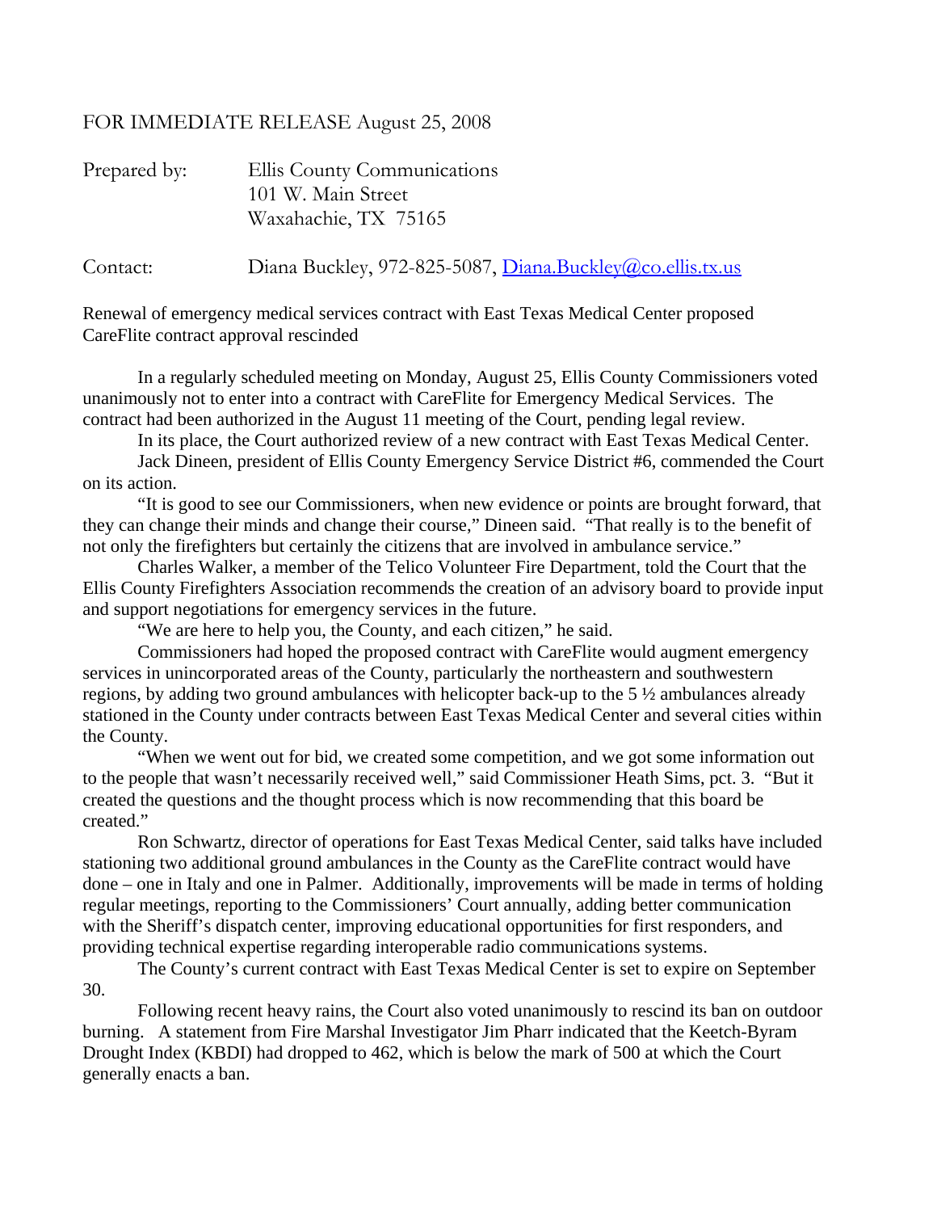FOR IMMEDIATE RELEASE August 25, 2008

Prepared by: Ellis County Communications
101 W. Main Street
Waxahachie, TX 75165

Contact: Diana Buckley, 972-825-5087, Diana.Buckley@co.ellis.tx.us

Renewal of emergency medical services contract with East Texas Medical Center proposed
CareFlite contract approval rescinded

In a regularly scheduled meeting on Monday, August 25, Ellis County Commissioners voted unanimously not to enter into a contract with CareFlite for Emergency Medical Services. The contract had been authorized in the August 11 meeting of the Court, pending legal review.

In its place, the Court authorized review of a new contract with East Texas Medical Center.

Jack Dineen, president of Ellis County Emergency Service District #6, commended the Court on its action.

"It is good to see our Commissioners, when new evidence or points are brought forward, that they can change their minds and change their course," Dineen said. "That really is to the benefit of not only the firefighters but certainly the citizens that are involved in ambulance service."

Charles Walker, a member of the Telico Volunteer Fire Department, told the Court that the Ellis County Firefighters Association recommends the creation of an advisory board to provide input and support negotiations for emergency services in the future.

"We are here to help you, the County, and each citizen," he said.

Commissioners had hoped the proposed contract with CareFlite would augment emergency services in unincorporated areas of the County, particularly the northeastern and southwestern regions, by adding two ground ambulances with helicopter back-up to the 5 ½ ambulances already stationed in the County under contracts between East Texas Medical Center and several cities within the County.

"When we went out for bid, we created some competition, and we got some information out to the people that wasn't necessarily received well," said Commissioner Heath Sims, pct. 3. "But it created the questions and the thought process which is now recommending that this board be created."

Ron Schwartz, director of operations for East Texas Medical Center, said talks have included stationing two additional ground ambulances in the County as the CareFlite contract would have done – one in Italy and one in Palmer. Additionally, improvements will be made in terms of holding regular meetings, reporting to the Commissioners' Court annually, adding better communication with the Sheriff's dispatch center, improving educational opportunities for first responders, and providing technical expertise regarding interoperable radio communications systems.

The County's current contract with East Texas Medical Center is set to expire on September 30.

Following recent heavy rains, the Court also voted unanimously to rescind its ban on outdoor burning. A statement from Fire Marshal Investigator Jim Pharr indicated that the Keetch-Byram Drought Index (KBDI) had dropped to 462, which is below the mark of 500 at which the Court generally enacts a ban.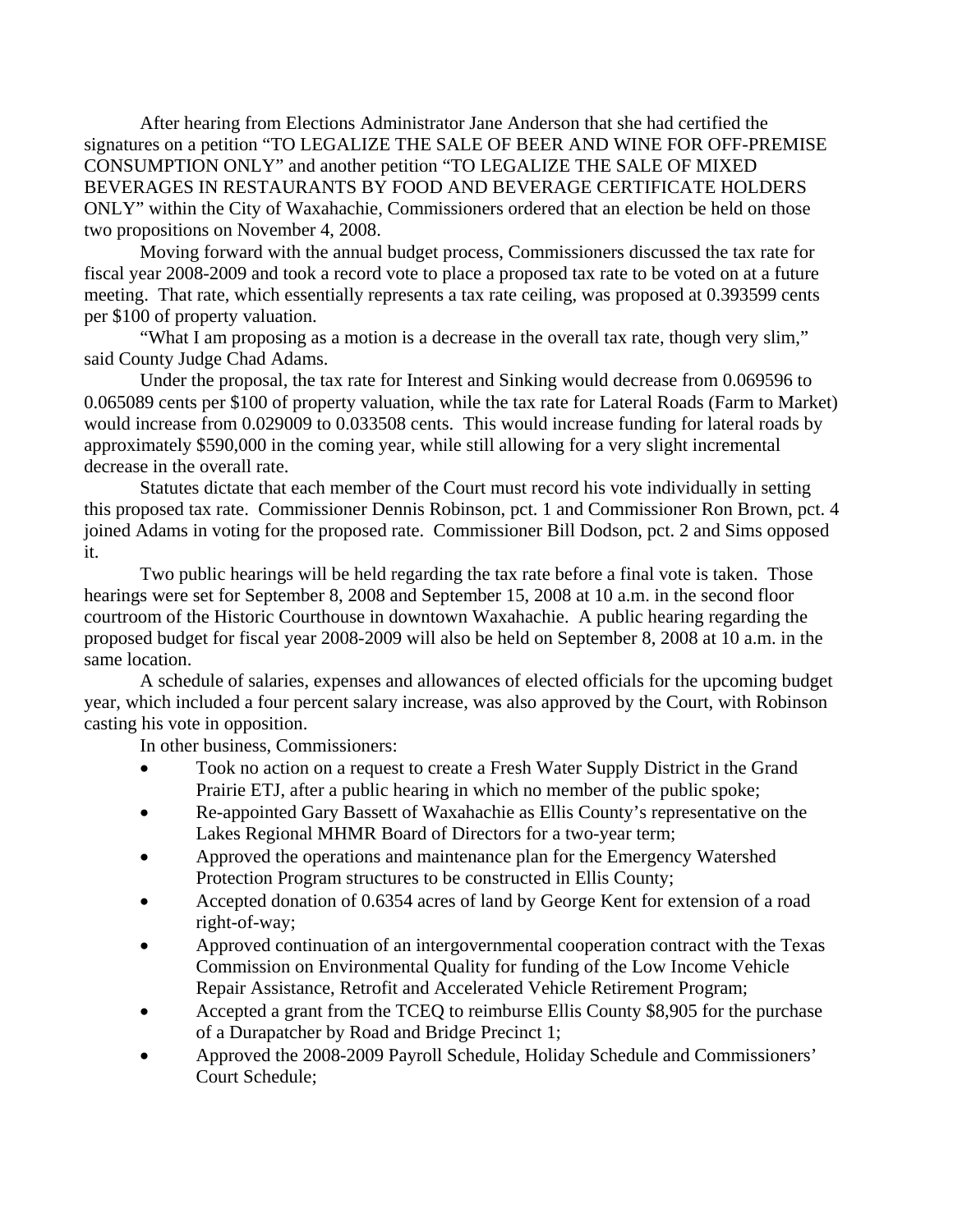After hearing from Elections Administrator Jane Anderson that she had certified the signatures on a petition "TO LEGALIZE THE SALE OF BEER AND WINE FOR OFF-PREMISE CONSUMPTION ONLY" and another petition "TO LEGALIZE THE SALE OF MIXED BEVERAGES IN RESTAURANTS BY FOOD AND BEVERAGE CERTIFICATE HOLDERS ONLY" within the City of Waxahachie, Commissioners ordered that an election be held on those two propositions on November 4, 2008.

Moving forward with the annual budget process, Commissioners discussed the tax rate for fiscal year 2008-2009 and took a record vote to place a proposed tax rate to be voted on at a future meeting. That rate, which essentially represents a tax rate ceiling, was proposed at 0.393599 cents per $100 of property valuation.

"What I am proposing as a motion is a decrease in the overall tax rate, though very slim," said County Judge Chad Adams.

Under the proposal, the tax rate for Interest and Sinking would decrease from 0.069596 to 0.065089 cents per $100 of property valuation, while the tax rate for Lateral Roads (Farm to Market) would increase from 0.029009 to 0.033508 cents. This would increase funding for lateral roads by approximately $590,000 in the coming year, while still allowing for a very slight incremental decrease in the overall rate.

Statutes dictate that each member of the Court must record his vote individually in setting this proposed tax rate. Commissioner Dennis Robinson, pct. 1 and Commissioner Ron Brown, pct. 4 joined Adams in voting for the proposed rate. Commissioner Bill Dodson, pct. 2 and Sims opposed it.

Two public hearings will be held regarding the tax rate before a final vote is taken. Those hearings were set for September 8, 2008 and September 15, 2008 at 10 a.m. in the second floor courtroom of the Historic Courthouse in downtown Waxahachie. A public hearing regarding the proposed budget for fiscal year 2008-2009 will also be held on September 8, 2008 at 10 a.m. in the same location.

A schedule of salaries, expenses and allowances of elected officials for the upcoming budget year, which included a four percent salary increase, was also approved by the Court, with Robinson casting his vote in opposition.

In other business, Commissioners:

- Took no action on a request to create a Fresh Water Supply District in the Grand Prairie ETJ, after a public hearing in which no member of the public spoke;
- Re-appointed Gary Bassett of Waxahachie as Ellis County's representative on the Lakes Regional MHMR Board of Directors for a two-year term;
- Approved the operations and maintenance plan for the Emergency Watershed Protection Program structures to be constructed in Ellis County;
- Accepted donation of 0.6354 acres of land by George Kent for extension of a road right-of-way;
- Approved continuation of an intergovernmental cooperation contract with the Texas Commission on Environmental Quality for funding of the Low Income Vehicle Repair Assistance, Retrofit and Accelerated Vehicle Retirement Program;
- Accepted a grant from the TCEQ to reimburse Ellis County $8,905 for the purchase of a Durapatcher by Road and Bridge Precinct 1;
- Approved the 2008-2009 Payroll Schedule, Holiday Schedule and Commissioners' Court Schedule;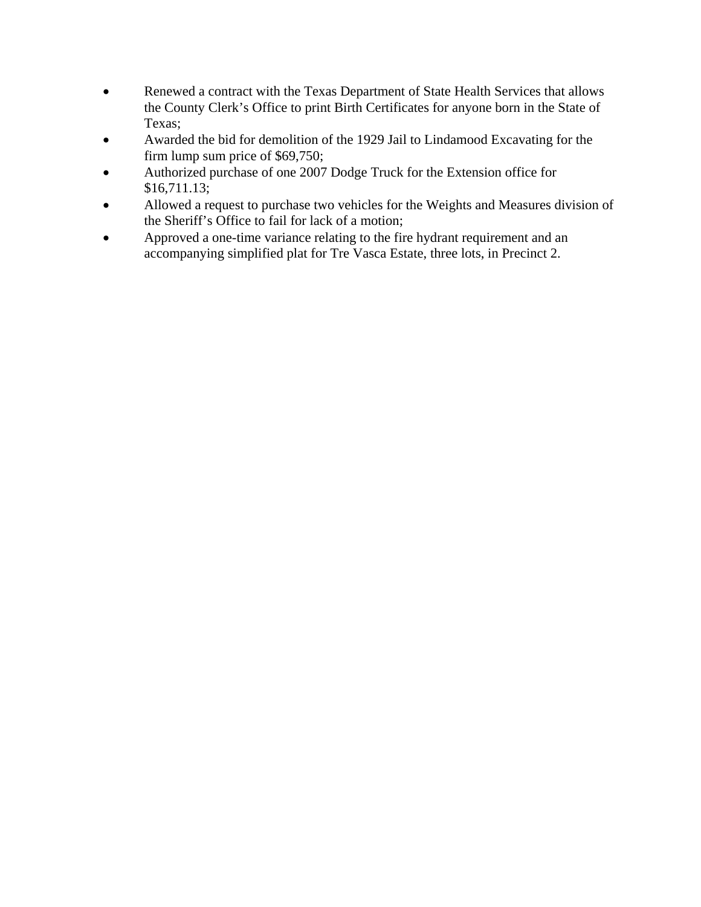- Renewed a contract with the Texas Department of State Health Services that allows the County Clerk's Office to print Birth Certificates for anyone born in the State of Texas;
- Awarded the bid for demolition of the 1929 Jail to Lindamood Excavating for the firm lump sum price of $69,750;
- Authorized purchase of one 2007 Dodge Truck for the Extension office for $16,711.13;
- Allowed a request to purchase two vehicles for the Weights and Measures division of the Sheriff's Office to fail for lack of a motion;
- Approved a one-time variance relating to the fire hydrant requirement and an accompanying simplified plat for Tre Vasca Estate, three lots, in Precinct 2.